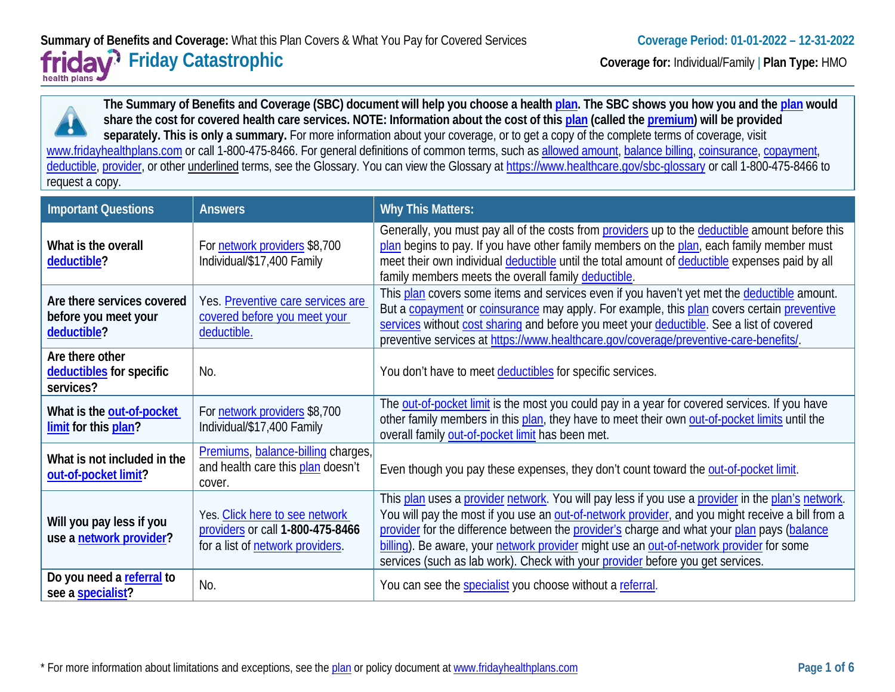**Summary of Benefits and Coverage:** What this Plan Covers & What You Pay for Covered Services

**Coverage Period: 01-01-2022 – 12-31-2022**

# Friday Catastrophic

**Coverage for:** Individual/Family | **Plan Type:** HMO

**The Summary of Benefits and Coverage (SBC) document will help you choose a health plan. The SBC shows you how you and the plan would share the cost for covered health care services. NOTE: Information about the cost of this plan (called the premium) will be provided separately. This is only a summary.** For more information about your coverage, or to get a copy of the complete terms of coverage, visit www.fridayhealthplans.com or call 1-800-475-8466. For general definitions of common terms, such as allowed amount, balance billing, coinsurance, copayment, deductible, provider, or other underlined terms, see the Glossary. You can view the Glossary at https://www.healthcare.gov/sbc-glossary or call 1-800-475-8466 to request a copy.

| Important Questions | Answers | Why This Matters: |
|---|---|---|
| **What is the overall deductible?** | For network providers $8,700 Individual/$17,400 Family | Generally, you must pay all of the costs from providers up to the deductible amount before this plan begins to pay. If you have other family members on the plan, each family member must meet their own individual deductible until the total amount of deductible expenses paid by all family members meets the overall family deductible. |
| **Are there services covered before you meet your deductible?** | Yes. Preventive care services are covered before you meet your deductible. | This plan covers some items and services even if you haven't yet met the deductible amount. But a copayment or coinsurance may apply. For example, this plan covers certain preventive services without cost sharing and before you meet your deductible. See a list of covered preventive services at https://www.healthcare.gov/coverage/preventive-care-benefits/. |
| **Are there other deductibles for specific services?** | No. | You don't have to meet deductibles for specific services. |
| **What is the out-of-pocket limit for this plan?** | For network providers $8,700 Individual/$17,400 Family | The out-of-pocket limit is the most you could pay in a year for covered services. If you have other family members in this plan, they have to meet their own out-of-pocket limits until the overall family out-of-pocket limit has been met. |
| **What is not included in the out-of-pocket limit?** | Premiums, balance-billing charges, and health care this plan doesn't cover. | Even though you pay these expenses, they don't count toward the out-of-pocket limit. |
| **Will you pay less if you use a network provider?** | Yes. Click here to see network providers or call **1-800-475-8466** for a list of network providers. | This plan uses a provider network. You will pay less if you use a provider in the plan's network. You will pay the most if you use an out-of-network provider, and you might receive a bill from a provider for the difference between the provider's charge and what your plan pays (balance billing). Be aware, your network provider might use an out-of-network provider for some services (such as lab work). Check with your provider before you get services. |
| **Do you need a referral to see a specialist?** | No. | You can see the specialist you choose without a referral. |

\* For more information about limitations and exceptions, see the plan or policy document at www.fridayhealthplans.com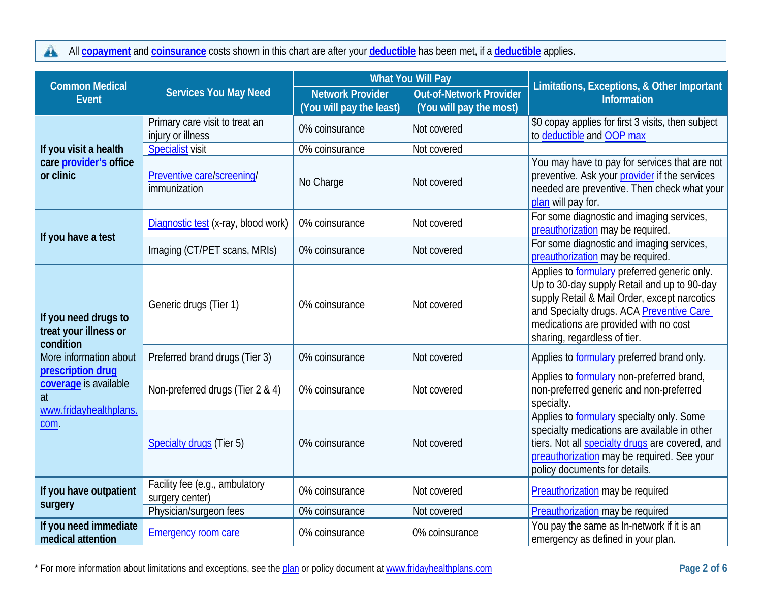All **copayment** and **coinsurance** costs shown in this chart are after your **deductible** has been met, if a **deductible** applies.

| Common Medical Event | Services You May Need | What You Will Pay | | Limitations, Exceptions, & Other Important Information |
|---|---|---|---|---|
| | | Network Provider (You will pay the least) | Out-of-Network Provider (You will pay the most) | |
| **If you visit a health care provider's office or clinic** | Primary care visit to treat an injury or illness | 0% coinsurance | Not covered | $0 copay applies for first 3 visits, then subject to deductible and OOP max |
| | Specialist visit | 0% coinsurance | Not covered | |
| | Preventive care/screening/ immunization | No Charge | Not covered | You may have to pay for services that are not preventive. Ask your provider if the services needed are preventive. Then check what your plan will pay for. |
| **If you have a test** | Diagnostic test (x-ray, blood work) | 0% coinsurance | Not covered | For some diagnostic and imaging services, preauthorization may be required. |
| | Imaging (CT/PET scans, MRIs) | 0% coinsurance | Not covered | For some diagnostic and imaging services, preauthorization may be required. |
| **If you need drugs to treat your illness or condition** More information about **prescription drug coverage** is available at www.fridayhealthplans.com. | Generic drugs (Tier 1) | 0% coinsurance | Not covered | Applies to formulary preferred generic only. Up to 30-day supply Retail and up to 90-day supply Retail & Mail Order, except narcotics and Specialty drugs. ACA Preventive Care medications are provided with no cost sharing, regardless of tier. |
| | Preferred brand drugs (Tier 3) | 0% coinsurance | Not covered | Applies to formulary preferred brand only. |
| | Non-preferred drugs (Tier 2 & 4) | 0% coinsurance | Not covered | Applies to formulary non-preferred brand, non-preferred generic and non-preferred specialty. |
| | Specialty drugs (Tier 5) | 0% coinsurance | Not covered | Applies to formulary specialty only. Some specialty medications are available in other tiers. Not all specialty drugs are covered, and preauthorization may be required. See your policy documents for details. |
| **If you have outpatient surgery** | Facility fee (e.g., ambulatory surgery center) | 0% coinsurance | Not covered | Preauthorization may be required |
| | Physician/surgeon fees | 0% coinsurance | Not covered | Preauthorization may be required |
| **If you need immediate medical attention** | Emergency room care | 0% coinsurance | 0% coinsurance | You pay the same as In-network if it is an emergency as defined in your plan. |

* For more information about limitations and exceptions, see the plan or policy document at www.fridayhealthplans.com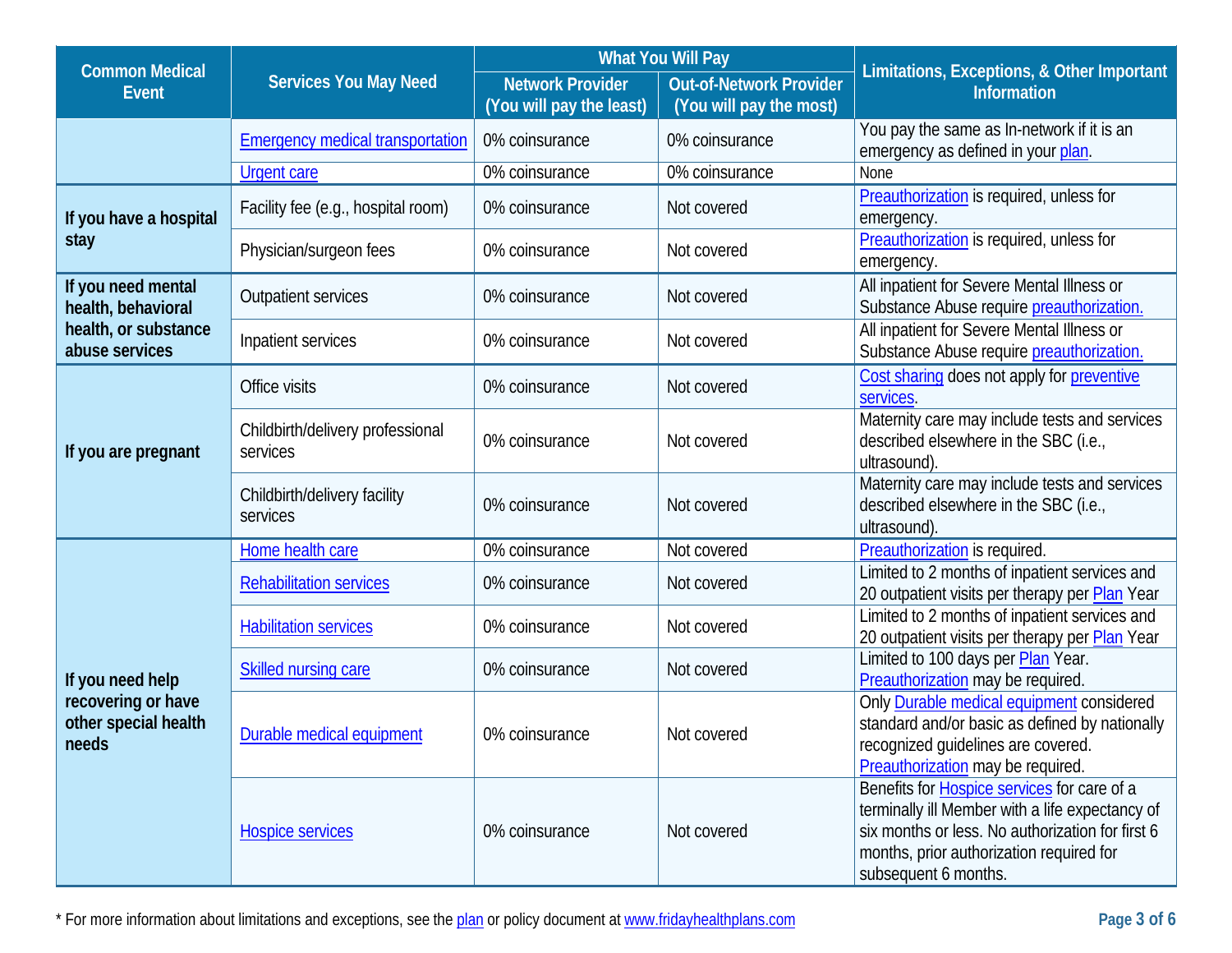| Common Medical Event | Services You May Need | What You Will Pay | | Limitations, Exceptions, & Other Important Information |
|---|---|---|---|---|
| | | Network Provider (You will pay the least) | Out-of-Network Provider (You will pay the most) | |
| | Emergency medical transportation | 0% coinsurance | 0% coinsurance | You pay the same as In-network if it is an emergency as defined in your plan. |
| | Urgent care | 0% coinsurance | 0% coinsurance | None |
| **If you have a hospital stay** | Facility fee (e.g., hospital room) | 0% coinsurance | Not covered | Preauthorization is required, unless for emergency. |
| | Physician/surgeon fees | 0% coinsurance | Not covered | Preauthorization is required, unless for emergency. |
| **If you need mental health, behavioral health, or substance abuse services** | Outpatient services | 0% coinsurance | Not covered | All inpatient for Severe Mental Illness or Substance Abuse require preauthorization. |
| | Inpatient services | 0% coinsurance | Not covered | All inpatient for Severe Mental Illness or Substance Abuse require preauthorization. |
| **If you are pregnant** | Office visits | 0% coinsurance | Not covered | Cost sharing does not apply for preventive services. |
| | Childbirth/delivery professional services | 0% coinsurance | Not covered | Maternity care may include tests and services described elsewhere in the SBC (i.e., ultrasound). |
| | Childbirth/delivery facility services | 0% coinsurance | Not covered | Maternity care may include tests and services described elsewhere in the SBC (i.e., ultrasound). |
| **If you need help recovering or have other special health needs** | Home health care | 0% coinsurance | Not covered | Preauthorization is required. |
| | Rehabilitation services | 0% coinsurance | Not covered | Limited to 2 months of inpatient services and 20 outpatient visits per therapy per Plan Year |
| | Habilitation services | 0% coinsurance | Not covered | Limited to 2 months of inpatient services and 20 outpatient visits per therapy per Plan Year |
| | Skilled nursing care | 0% coinsurance | Not covered | Limited to 100 days per Plan Year. Preauthorization may be required. |
| | Durable medical equipment | 0% coinsurance | Not covered | Only Durable medical equipment considered standard and/or basic as defined by nationally recognized guidelines are covered. Preauthorization may be required. |
| | Hospice services | 0% coinsurance | Not covered | Benefits for Hospice services for care of a terminally ill Member with a life expectancy of six months or less. No authorization for first 6 months, prior authorization required for subsequent 6 months. |

* For more information about limitations and exceptions, see the plan or policy document at www.fridayhealthplans.com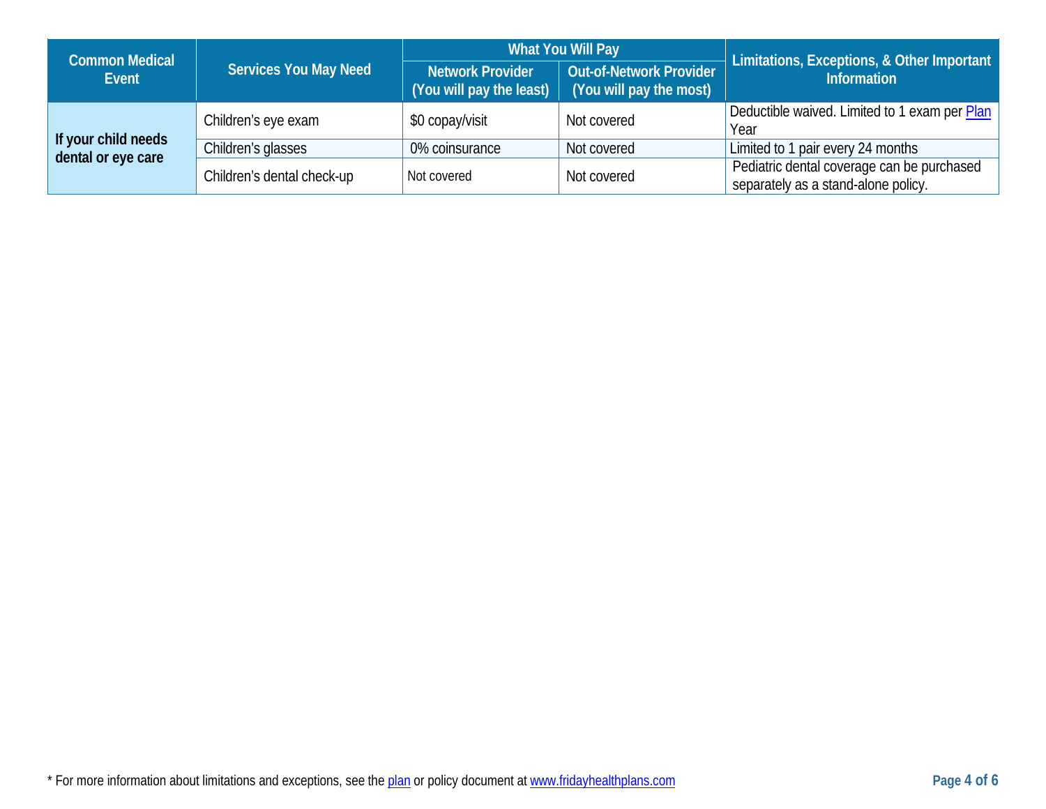| Common Medical Event | Services You May Need | What You Will Pay | | Limitations, Exceptions, & Other Important Information |
|---|---|---|---|---|
| | | Network Provider (You will pay the least) | Out-of-Network Provider (You will pay the most) | |
| If your child needs dental or eye care | Children's eye exam | $0 copay/visit | Not covered | Deductible waived. Limited to 1 exam per Plan Year |
| | Children's glasses | 0% coinsurance | Not covered | Limited to 1 pair every 24 months |
| | Children's dental check-up | Not covered | Not covered | Pediatric dental coverage can be purchased separately as a stand-alone policy. |

* For more information about limitations and exceptions, see the plan or policy document at www.fridayhealthplans.com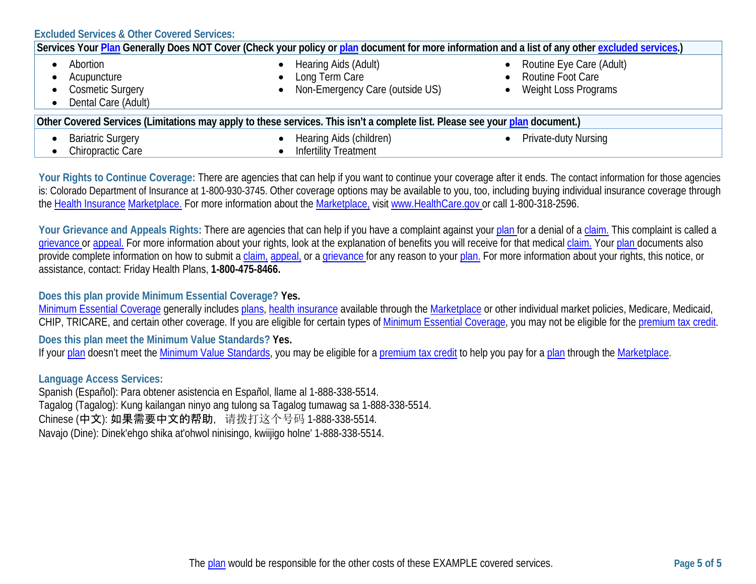## Excluded Services & Other Covered Services:

**Services Your Plan Generally Does NOT Cover (Check your policy or plan document for more information and a list of any other excluded services.)**

- Abortion
- Acupuncture
- Cosmetic Surgery
- Dental Care (Adult)
- Hearing Aids (Adult)
- Long Term Care
- Non-Emergency Care (outside US)
- Routine Eye Care (Adult)
- Routine Foot Care
- Weight Loss Programs

**Other Covered Services (Limitations may apply to these services. This isn't a complete list. Please see your plan document.)**

- Bariatric Surgery
- Chiropractic Care
- Hearing Aids (children)
- Infertility Treatment
- Private-duty Nursing

**Your Rights to Continue Coverage:** There are agencies that can help if you want to continue your coverage after it ends. The contact information for those agencies is: Colorado Department of Insurance at 1-800-930-3745. Other coverage options may be available to you, too, including buying individual insurance coverage through the Health Insurance Marketplace. For more information about the Marketplace, visit www.HealthCare.gov or call 1-800-318-2596.

**Your Grievance and Appeals Rights:** There are agencies that can help if you have a complaint against your plan for a denial of a claim. This complaint is called a grievance or appeal. For more information about your rights, look at the explanation of benefits you will receive for that medical claim. Your plan documents also provide complete information on how to submit a claim, appeal, or a grievance for any reason to your plan. For more information about your rights, this notice, or assistance, contact: Friday Health Plans, **1-800-475-8466.**

**Does this plan provide Minimum Essential Coverage? Yes.**

Minimum Essential Coverage generally includes plans, health insurance available through the Marketplace or other individual market policies, Medicare, Medicaid, CHIP, TRICARE, and certain other coverage. If you are eligible for certain types of Minimum Essential Coverage, you may not be eligible for the premium tax credit.

**Does this plan meet the Minimum Value Standards? Yes.**

If your plan doesn't meet the Minimum Value Standards, you may be eligible for a premium tax credit to help you pay for a plan through the Marketplace.

**Language Access Services:**

Spanish (Español): Para obtener asistencia en Español, llame al 1-888-338-5514.
Tagalog (Tagalog): Kung kailangan ninyo ang tulong sa Tagalog tumawag sa 1-888-338-5514.
Chinese (中文): 如果需要中文的帮助，请拨打这个号码 1-888-338-5514.
Navajo (Dine): Dinek'ehgo shika at'ohwol ninisingo, kwiijigo holne' 1-888-338-5514.

The plan would be responsible for the other costs of these EXAMPLE covered services.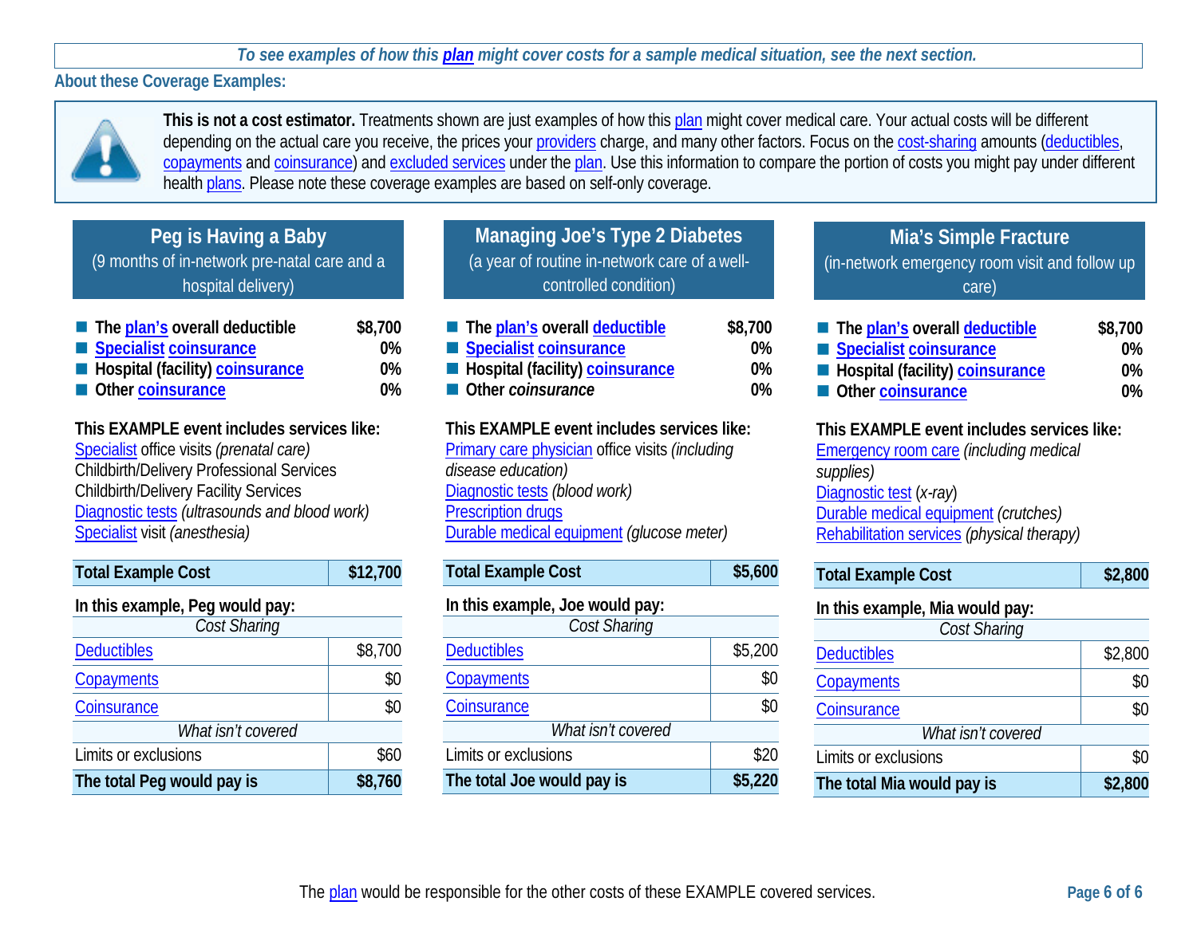*To see examples of how this plan might cover costs for a sample medical situation, see the next section.*

**About these Coverage Examples:**

**This is not a cost estimator.** Treatments shown are just examples of how this plan might cover medical care. Your actual costs will be different depending on the actual care you receive, the prices your providers charge, and many other factors. Focus on the cost-sharing amounts (deductibles, copayments and coinsurance) and excluded services under the plan. Use this information to compare the portion of costs you might pay under different health plans. Please note these coverage examples are based on self-only coverage.

## Peg is Having a Baby

(9 months of in-network pre-natal care and a hospital delivery)

- **The plan's overall deductible** — **$8,700**
- **Specialist coinsurance** — **0%**
- **Hospital (facility) coinsurance** — **0%**
- **Other coinsurance** — **0%**

**This EXAMPLE event includes services like:**
Specialist office visits *(prenatal care)*
Childbirth/Delivery Professional Services
Childbirth/Delivery Facility Services
Diagnostic tests *(ultrasounds and blood work)*
Specialist visit *(anesthesia)*

| **Total Example Cost** | **$12,700** |
|---|---|
| **In this example, Peg would pay:** | |
| *Cost Sharing* | |
| Deductibles | $8,700 |
| Copayments | $0 |
| Coinsurance | $0 |
| *What isn't covered* | |
| Limits or exclusions | $60 |
| **The total Peg would pay is** | **$8,760** |

## Managing Joe's Type 2 Diabetes

(a year of routine in-network care of a well-controlled condition)

- **The plan's overall deductible** — **$8,700**
- **Specialist coinsurance** — **0%**
- **Hospital (facility) coinsurance** — **0%**
- **Other *coinsurance*** — **0%**

**This EXAMPLE event includes services like:**
Primary care physician office visits *(including disease education)*
Diagnostic tests *(blood work)*
Prescription drugs
Durable medical equipment *(glucose meter)*

| **Total Example Cost** | **$5,600** |
|---|---|
| **In this example, Joe would pay:** | |
| *Cost Sharing* | |
| Deductibles | $5,200 |
| Copayments | $0 |
| Coinsurance | $0 |
| *What isn't covered* | |
| Limits or exclusions | $20 |
| **The total Joe would pay is** | **$5,220** |

## Mia's Simple Fracture

(in-network emergency room visit and follow up care)

- **The plan's overall deductible** — **$8,700**
- **Specialist coinsurance** — **0%**
- **Hospital (facility) coinsurance** — **0%**
- **Other coinsurance** — **0%**

**This EXAMPLE event includes services like:**
Emergency room care *(including medical supplies)*
Diagnostic test *(x-ray)*
Durable medical equipment *(crutches)*
Rehabilitation services *(physical therapy)*

| **Total Example Cost** | **$2,800** |
|---|---|
| **In this example, Mia would pay:** | |
| *Cost Sharing* | |
| Deductibles | $2,800 |
| Copayments | $0 |
| Coinsurance | $0 |
| *What isn't covered* | |
| Limits or exclusions | $0 |
| **The total Mia would pay is** | **$2,800** |

The plan would be responsible for the other costs of these EXAMPLE covered services.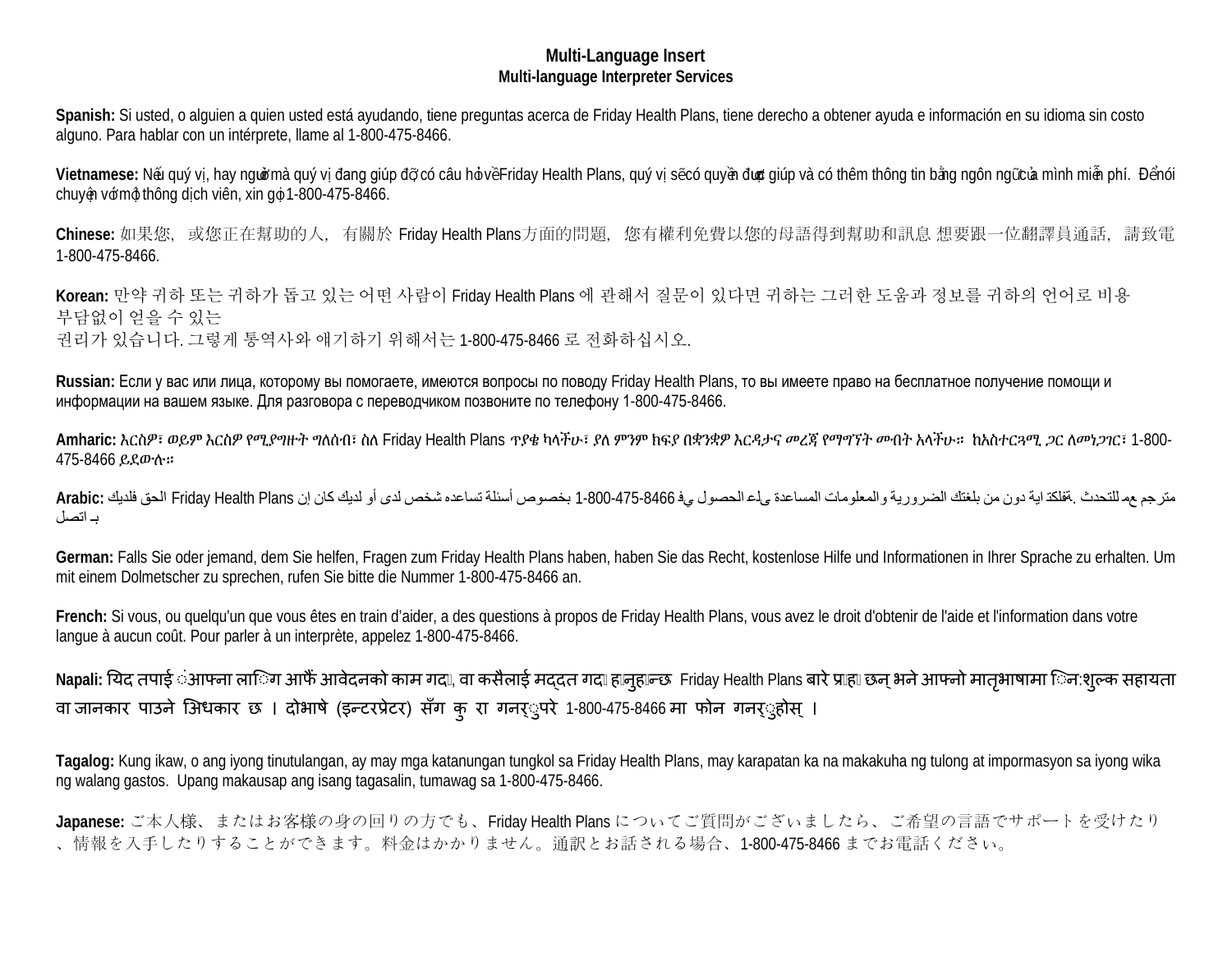# Multi-Language Insert

## Multi-language Interpreter Services

**Spanish:** Si usted, o alguien a quien usted está ayudando, tiene preguntas acerca de Friday Health Plans, tiene derecho a obtener ayuda e información en su idioma sin costo alguno. Para hablar con un intérprete, llame al 1-800-475-8466.

**Vietnamese:** Nếu quý vị, hay người mà quý vị đang giúp đỡ, có câu hỏi về Friday Health Plans, quý vị sẽ có quyền được giúp và có thêm thông tin bằng ngôn ngữ của mình miễn phí. Để nói chuyện với một thông dịch viên, xin gọi 1-800-475-8466.

**Chinese:** 如果您，或您正在幫助的人，有關於 Friday Health Plans方面的問題，您有權利免費以您的母語得到幫助和訊息 想要跟一位翻譯員通話，請致電 1-800-475-8466.

**Korean:** 만약 귀하 또는 귀하가 돕고 있는 어떤 사람이 Friday Health Plans 에 관해서 질문이 있다면 귀하는 그러한 도움과 정보를 귀하의 언어로 비용 부담없이 얻을 수 있는
권리가 있습니다. 그렇게 통역사와 얘기하기 위해서는 1-800-475-8466 로 전화하십시오.

**Russian:** Если у вас или лица, которому вы помогаете, имеются вопросы по поводу Friday Health Plans, то вы имеете право на бесплатное получение помощи и информации на вашем языке. Для разговора с переводчиком позвоните по телефону 1-800-475-8466.

**Amharic:** እርስዎ፣ ወይም እርስዎ የሚያግዙት ግለሰብ፣ ስለ Friday Health Plans ጥያቄ ካላችሁ፣ ያለ ምንም ክፍያ በቋንቋዎ እርዳታና መረጃ የማግኘት መብት አላችሁ። ከአስተርጓሚ ጋር ለመነጋገር፣ 1-800-475-8466 ይደውሉ።

**Arabic:** إن كان لديك أو لدى شخص تساعده أسئلة بخصوص Friday Health Plans، فلديك الحق في الحصول على المساعدة والمعلومات الضرورية بلغتك من دون اية تكلفة. للتحدث مع مترجم اتصل بـ 1-800-475-8466

**German:** Falls Sie oder jemand, dem Sie helfen, Fragen zum Friday Health Plans haben, haben Sie das Recht, kostenlose Hilfe und Informationen in Ihrer Sprache zu erhalten. Um mit einem Dolmetscher zu sprechen, rufen Sie bitte die Nummer 1-800-475-8466 an.

**French:** Si vous, ou quelqu'un que vous êtes en train d'aider, a des questions à propos de Friday Health Plans, vous avez le droit d'obtenir de l'aide et l'information dans votre langue à aucun coût. Pour parler à un interprète, appelez 1-800-475-8466.

**Napali:** यदि तपाईं आफ्ना लागि वा आफ्नै आवेदनको काम गर्दा, वा कसैलाई मद्दत गर्दा हुनुहुन्छ Friday Health Plans बारे प्रश्न छन् भने आफ्नो मातृभाषामा निःशुल्क सहायता वा जानकारी पाउने अधिकार छ । दोभाषे (इन्टरप्रेटर) सँग कुरा गर्नुपरे 1-800-475-8466 मा फोन गर्नुहोस् ।

**Tagalog:** Kung ikaw, o ang iyong tinutulangan, ay may mga katanungan tungkol sa Friday Health Plans, may karapatan ka na makakuha ng tulong at impormasyon sa iyong wika ng walang gastos. Upang makausap ang isang tagasalin, tumawag sa 1-800-475-8466.

**Japanese:** ご本人様、またはお客様の身の回りの方でも、Friday Health Plans についてご質問がございましたら、ご希望の言語でサポートを受けたり、情報を入手したりすることができます。料金はかかりません。通訳とお話される場合、1-800-475-8466 までお電話ください。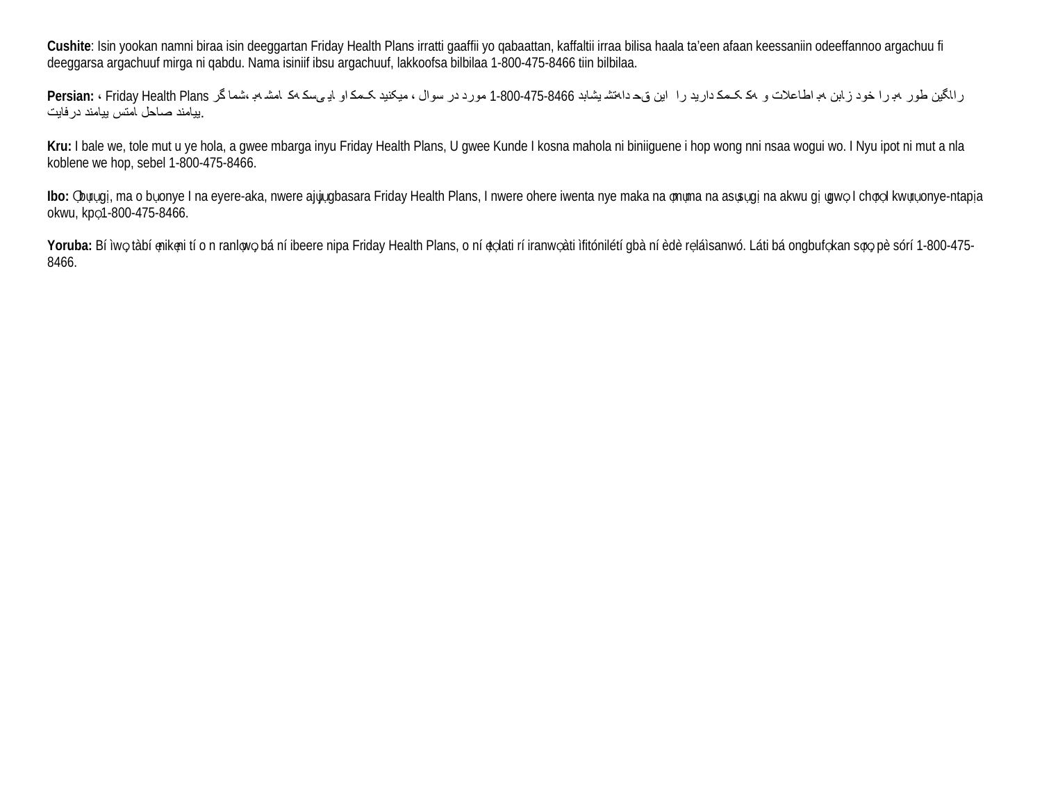**Cushite**: Isin yookan namni biraa isin deeggartan Friday Health Plans irratti gaaffii yo qabaattan, kaffaltii irraa bilisa haala ta'een afaan keessaniin odeeffannoo argachuu fi deeggarsa argachuuf mirga ni qabdu. Nama isiniif ibsu argachuuf, lakkoofsa bilbilaa 1-800-475-8466 tiin bilbilaa.

**Persian:** ، Friday Health Plans شما گر، به اشما که کسی ایا کمک میکنید ، مورد در سوال 1-800-475-8466 بشاید تماس داهید حق این را دارید که کمک و اطلاعات به زبان خود را به طور رایگان بیامند صاحل امتس بیامند درفایت.

**Kru:** I bale we, tole mut u ye hola, a gwee mbarga inyu Friday Health Plans, U gwee Kunde I kosna mahola ni biniiguene i hop wong nni nsaa wogui wo. I Nyu ipot ni mut a nla koblene we hop, sebel 1-800-475-8466.

**Ibo:** Ọbụrụ gị, ma ọ bụ onye I na eyere-aka, nwere ajụjụ gbasara Friday Health Plans, I nwere ohere iwenta nye maka na ọmụma na asụsụ gị na akwu gị ugwọ. I chọọ I kwụrụ onye-ntapịa okwu, kpọ 1-800-475-8466.

**Yoruba:** Bí ìwọ, tàbí ẹnikẹni tí o n ranlọwọ, bá ní ibeere nipa Friday Health Plans, o ní ẹtọ lati rí iranwọ àti ìfitónilétí gbà ní èdè rẹ láìsanwó. Láti bá ongbufọ kan sọrọ, pè sórí 1-800-475-8466.